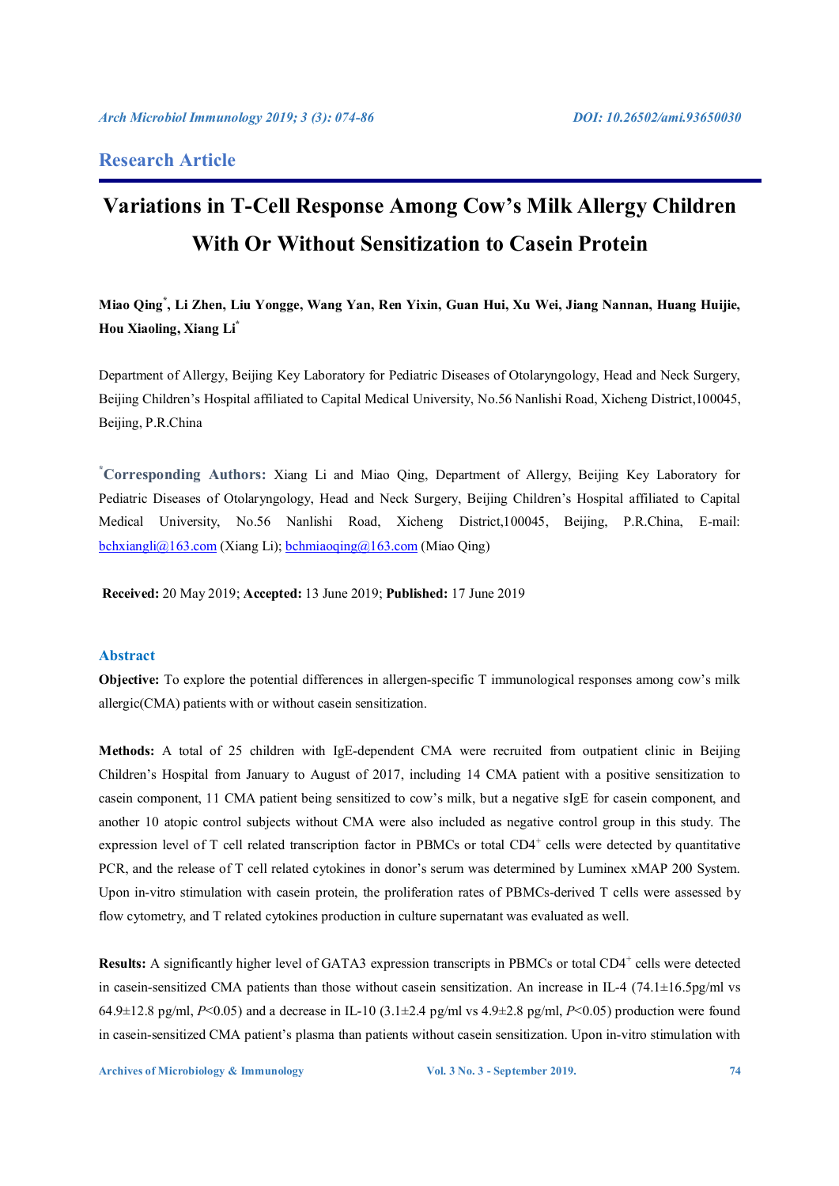## Research Article

# Variations in T-Cell Response Among Cow's Milk Allergy Children With Or Without Sensitization to Casein Protein

**Miao Qing*, Li Zhen, Liu Yongge, Wang Yan, Ren Yixin, Guan Hui, Xu Wei, Jiang Nannan, Huang Huijie, Hou Xiaoling, Xiang Li***

Department of Allergy, Beijing Key Laboratory for Pediatric Diseases of Otolaryngology, Head and Neck Surgery, Beijing Children's Hospital affiliated to Capital Medical University, No.56 Nanlishi Road, Xicheng District,100045, Beijing, P.R.China

***Corresponding Authors:** Xiang Li and Miao Qing, Department of Allergy, Beijing Key Laboratory for Pediatric Diseases of Otolaryngology, Head and Neck Surgery, Beijing Children's Hospital affiliated to Capital Medical University, No.56 Nanlishi Road, Xicheng District,100045, Beijing, P.R.China, E-mail: bchxiangli@163.com (Xiang Li); bchmiaoqing@163.com (Miao Qing)

**Received:** 20 May 2019; **Accepted:** 13 June 2019; **Published:** 17 June 2019

## Abstract

**Objective:** To explore the potential differences in allergen-specific T immunological responses among cow's milk allergic(CMA) patients with or without casein sensitization.

**Methods:** A total of 25 children with IgE-dependent CMA were recruited from outpatient clinic in Beijing Children's Hospital from January to August of 2017, including 14 CMA patient with a positive sensitization to casein component, 11 CMA patient being sensitized to cow's milk, but a negative sIgE for casein component, and another 10 atopic control subjects without CMA were also included as negative control group in this study. The expression level of T cell related transcription factor in PBMCs or total $CD4^+$ cells were detected by quantitative PCR, and the release of T cell related cytokines in donor's serum was determined by Luminex xMAP 200 System. Upon in-vitro stimulation with casein protein, the proliferation rates of PBMCs-derived T cells were assessed by flow cytometry, and T related cytokines production in culture supernatant was evaluated as well.

**Results:** A significantly higher level of GATA3 expression transcripts in PBMCs or total $CD4^+$ cells were detected in casein-sensitized CMA patients than those without casein sensitization. An increase in IL-4 (74.1±16.5pg/ml vs 64.9±12.8 pg/ml, $P$<0.05) and a decrease in IL-10 (3.1±2.4 pg/ml vs 4.9±2.8 pg/ml, $P$<0.05) production were found in casein-sensitized CMA patient's plasma than patients without casein sensitization. Upon in-vitro stimulation with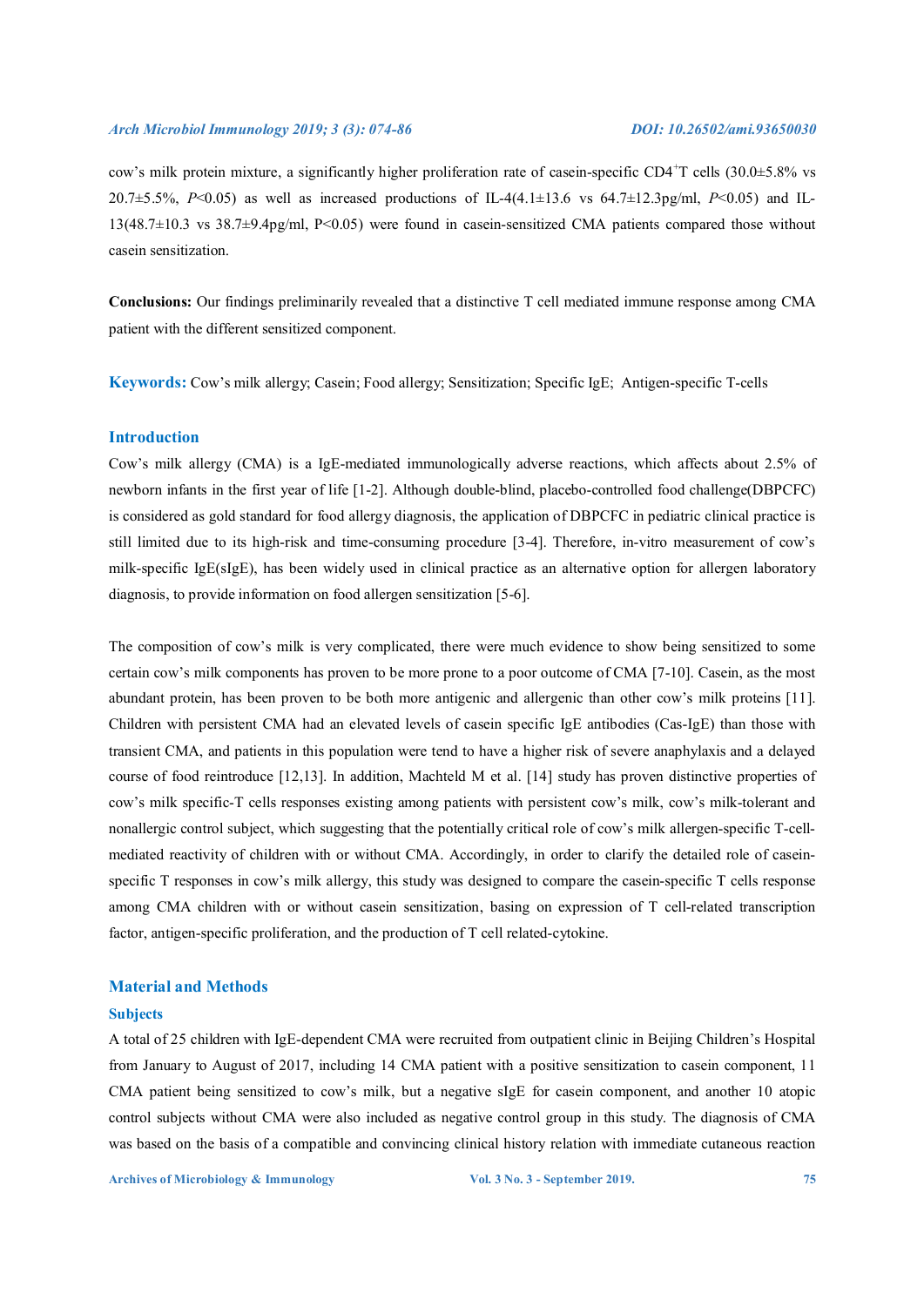cow's milk protein mixture, a significantly higher proliferation rate of casein-specific $CD4^{+}$T cells (30.0±5.8% vs 20.7±5.5%, *P*<0.05) as well as increased productions of IL-4(4.1±13.6 vs 64.7±12.3pg/ml, *P*<0.05) and IL-13(48.7±10.3 vs 38.7±9.4pg/ml, P<0.05) were found in casein-sensitized CMA patients compared those without casein sensitization.

**Conclusions:** Our findings preliminarily revealed that a distinctive T cell mediated immune response among CMA patient with the different sensitized component.

**Keywords:** Cow's milk allergy; Casein; Food allergy; Sensitization; Specific IgE; Antigen-specific T-cells

## Introduction

Cow's milk allergy (CMA) is a IgE-mediated immunologically adverse reactions, which affects about 2.5% of newborn infants in the first year of life [1-2]. Although double-blind, placebo-controlled food challenge(DBPCFC) is considered as gold standard for food allergy diagnosis, the application of DBPCFC in pediatric clinical practice is still limited due to its high-risk and time-consuming procedure [3-4]. Therefore, in-vitro measurement of cow's milk-specific IgE(sIgE), has been widely used in clinical practice as an alternative option for allergen laboratory diagnosis, to provide information on food allergen sensitization [5-6].

The composition of cow's milk is very complicated, there were much evidence to show being sensitized to some certain cow's milk components has proven to be more prone to a poor outcome of CMA [7-10]. Casein, as the most abundant protein, has been proven to be both more antigenic and allergenic than other cow's milk proteins [11]. Children with persistent CMA had an elevated levels of casein specific IgE antibodies (Cas-IgE) than those with transient CMA, and patients in this population were tend to have a higher risk of severe anaphylaxis and a delayed course of food reintroduce [12,13]. In addition, Machteld M et al. [14] study has proven distinctive properties of cow's milk specific-T cells responses existing among patients with persistent cow's milk, cow's milk-tolerant and nonallergic control subject, which suggesting that the potentially critical role of cow's milk allergen-specific T-cell-mediated reactivity of children with or without CMA. Accordingly, in order to clarify the detailed role of casein-specific T responses in cow's milk allergy, this study was designed to compare the casein-specific T cells response among CMA children with or without casein sensitization, basing on expression of T cell-related transcription factor, antigen-specific proliferation, and the production of T cell related-cytokine.

## Material and Methods

### Subjects

A total of 25 children with IgE-dependent CMA were recruited from outpatient clinic in Beijing Children's Hospital from January to August of 2017, including 14 CMA patient with a positive sensitization to casein component, 11 CMA patient being sensitized to cow's milk, but a negative sIgE for casein component, and another 10 atopic control subjects without CMA were also included as negative control group in this study. The diagnosis of CMA was based on the basis of a compatible and convincing clinical history relation with immediate cutaneous reaction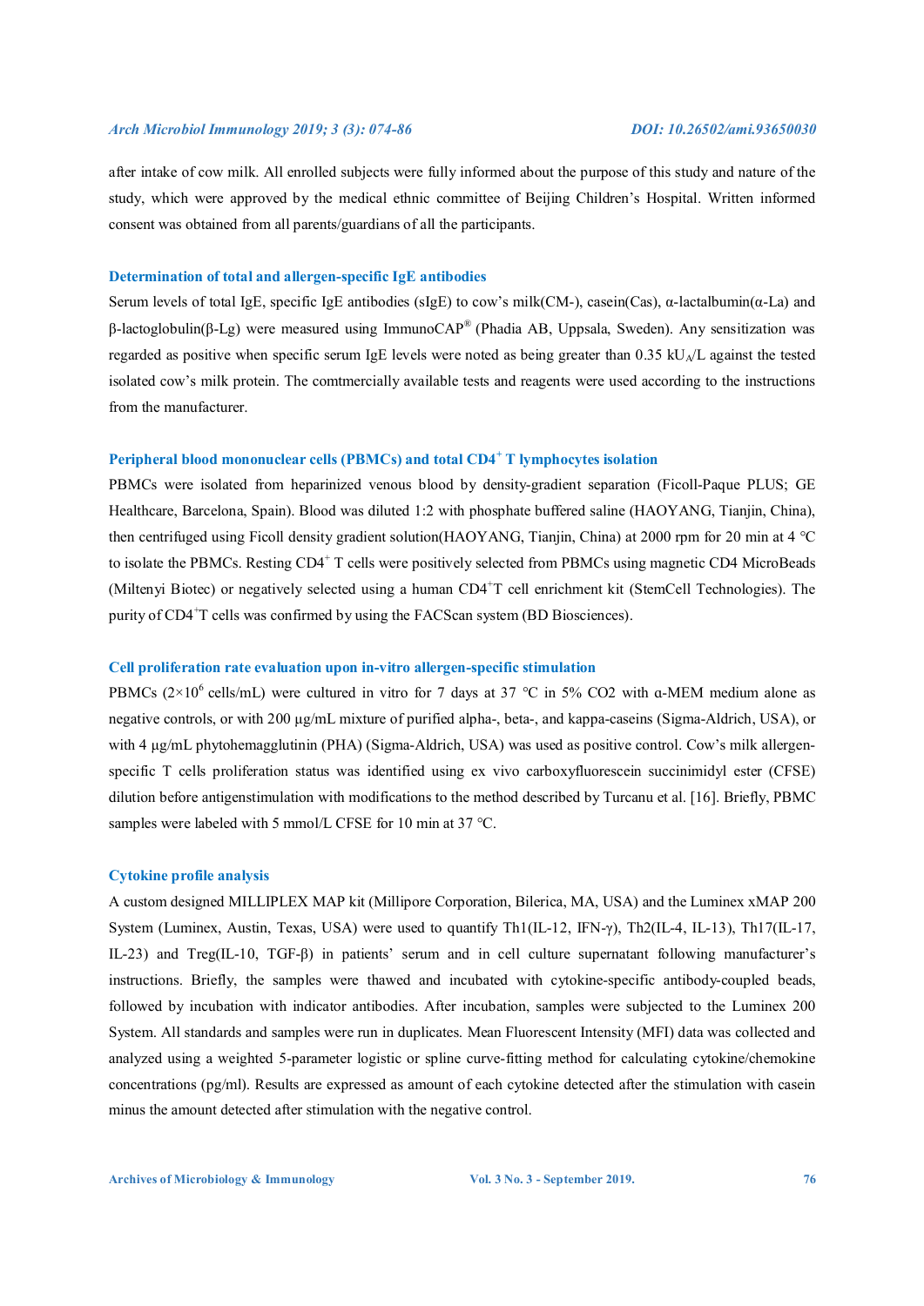after intake of cow milk. All enrolled subjects were fully informed about the purpose of this study and nature of the study, which were approved by the medical ethnic committee of Beijing Children's Hospital. Written informed consent was obtained from all parents/guardians of all the participants.

### Determination of total and allergen-specific IgE antibodies

Serum levels of total IgE, specific IgE antibodies (sIgE) to cow's milk(CM-), casein(Cas), α-lactalbumin(α-La) and β-lactoglobulin(β-Lg) were measured using ImmunoCAP® (Phadia AB, Uppsala, Sweden). Any sensitization was regarded as positive when specific serum IgE levels were noted as being greater than 0.35 $kU_A/L$ against the tested isolated cow's milk protein. The comtmercially available tests and reagents were used according to the instructions from the manufacturer.

### Peripheral blood mononuclear cells (PBMCs) and total $CD4^+$ T lymphocytes isolation

PBMCs were isolated from heparinized venous blood by density-gradient separation (Ficoll-Paque PLUS; GE Healthcare, Barcelona, Spain). Blood was diluted 1:2 with phosphate buffered saline (HAOYANG, Tianjin, China), then centrifuged using Ficoll density gradient solution(HAOYANG, Tianjin, China) at 2000 rpm for 20 min at 4 °C to isolate the PBMCs. Resting $CD4^+$ T cells were positively selected from PBMCs using magnetic CD4 MicroBeads (Miltenyi Biotec) or negatively selected using a human $CD4^+$T cell enrichment kit (StemCell Technologies). The purity of $CD4^+$T cells was confirmed by using the FACScan system (BD Biosciences).

### Cell proliferation rate evaluation upon in-vitro allergen-specific stimulation

PBMCs ($2\times10^6$ cells/mL) were cultured in vitro for 7 days at 37 °C in 5% $CO_2$ with α-MEM medium alone as negative controls, or with 200 µg/mL mixture of purified alpha-, beta-, and kappa-caseins (Sigma-Aldrich, USA), or with 4 µg/mL phytohemagglutinin (PHA) (Sigma-Aldrich, USA) was used as positive control. Cow's milk allergen-specific T cells proliferation status was identified using ex vivo carboxyfluorescein succinimidyl ester (CFSE) dilution before antigenstimulation with modifications to the method described by Turcanu et al. [16]. Briefly, PBMC samples were labeled with 5 mmol/L CFSE for 10 min at 37 °C.

### Cytokine profile analysis

A custom designed MILLIPLEX MAP kit (Millipore Corporation, Bilerica, MA, USA) and the Luminex xMAP 200 System (Luminex, Austin, Texas, USA) were used to quantify Th1(IL-12, IFN-γ), Th2(IL-4, IL-13), Th17(IL-17, IL-23) and Treg(IL-10, TGF-β) in patients' serum and in cell culture supernatant following manufacturer's instructions. Briefly, the samples were thawed and incubated with cytokine-specific antibody-coupled beads, followed by incubation with indicator antibodies. After incubation, samples were subjected to the Luminex 200 System. All standards and samples were run in duplicates. Mean Fluorescent Intensity (MFI) data was collected and analyzed using a weighted 5-parameter logistic or spline curve-fitting method for calculating cytokine/chemokine concentrations (pg/ml). Results are expressed as amount of each cytokine detected after the stimulation with casein minus the amount detected after stimulation with the negative control.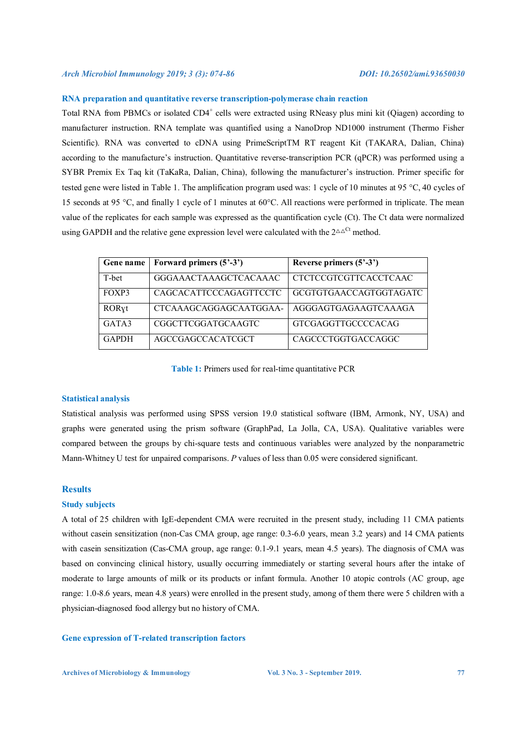### RNA preparation and quantitative reverse transcription-polymerase chain reaction

Total RNA from PBMCs or isolated $CD4^+$ cells were extracted using RNeasy plus mini kit (Qiagen) according to manufacturer instruction. RNA template was quantified using a NanoDrop ND1000 instrument (Thermo Fisher Scientific). RNA was converted to cDNA using PrimeScriptTM RT reagent Kit (TAKARA, Dalian, China) according to the manufacture's instruction. Quantitative reverse-transcription PCR (qPCR) was performed using a SYBR Premix Ex Taq kit (TaKaRa, Dalian, China), following the manufacturer's instruction. Primer specific for tested gene were listed in Table 1. The amplification program used was: 1 cycle of 10 minutes at 95 °C, 40 cycles of 15 seconds at 95 °C, and finally 1 cycle of 1 minutes at 60°C. All reactions were performed in triplicate. The mean value of the replicates for each sample was expressed as the quantification cycle (Ct). The Ct data were normalized using GAPDH and the relative gene expression level were calculated with the $2^{\triangle\triangle Ct}$ method.

| Gene name | Forward primers (5'-3') | Reverse primers (5'-3') |
|---|---|---|
| T-bet | GGGAAACTAAAGCTCACAAAC | CTCTCCGTCGTTCACCTCAAC |
| FOXP3 | CAGCACATTCCCAGAGTTCCTC | GCGTGTGAACCAGTGGTAGATC |
| RORγt | CTCAAAGCAGGAGCAATGGAA- | AGGGAGTGAGAAGTCAAAGA |
| GATA3 | CGGCTTCGGATGCAAGTC | GTCGAGGTTGCCCCACAG |
| GAPDH | AGCCGAGCCACATCGCT | CAGCCCTGGTGACCAGGC |

**Table 1:** Primers used for real-time quantitative PCR

### Statistical analysis

Statistical analysis was performed using SPSS version 19.0 statistical software (IBM, Armonk, NY, USA) and graphs were generated using the prism software (GraphPad, La Jolla, CA, USA). Qualitative variables were compared between the groups by chi-square tests and continuous variables were analyzed by the nonparametric Mann-Whitney U test for unpaired comparisons. *P* values of less than 0.05 were considered significant.

## Results

### Study subjects

A total of 25 children with IgE-dependent CMA were recruited in the present study, including 11 CMA patients without casein sensitization (non-Cas CMA group, age range: 0.3-6.0 years, mean 3.2 years) and 14 CMA patients with casein sensitization (Cas-CMA group, age range: 0.1-9.1 years, mean 4.5 years). The diagnosis of CMA was based on convincing clinical history, usually occurring immediately or starting several hours after the intake of moderate to large amounts of milk or its products or infant formula. Another 10 atopic controls (AC group, age range: 1.0-8.6 years, mean 4.8 years) were enrolled in the present study, among of them there were 5 children with a physician-diagnosed food allergy but no history of CMA.

### Gene expression of T-related transcription factors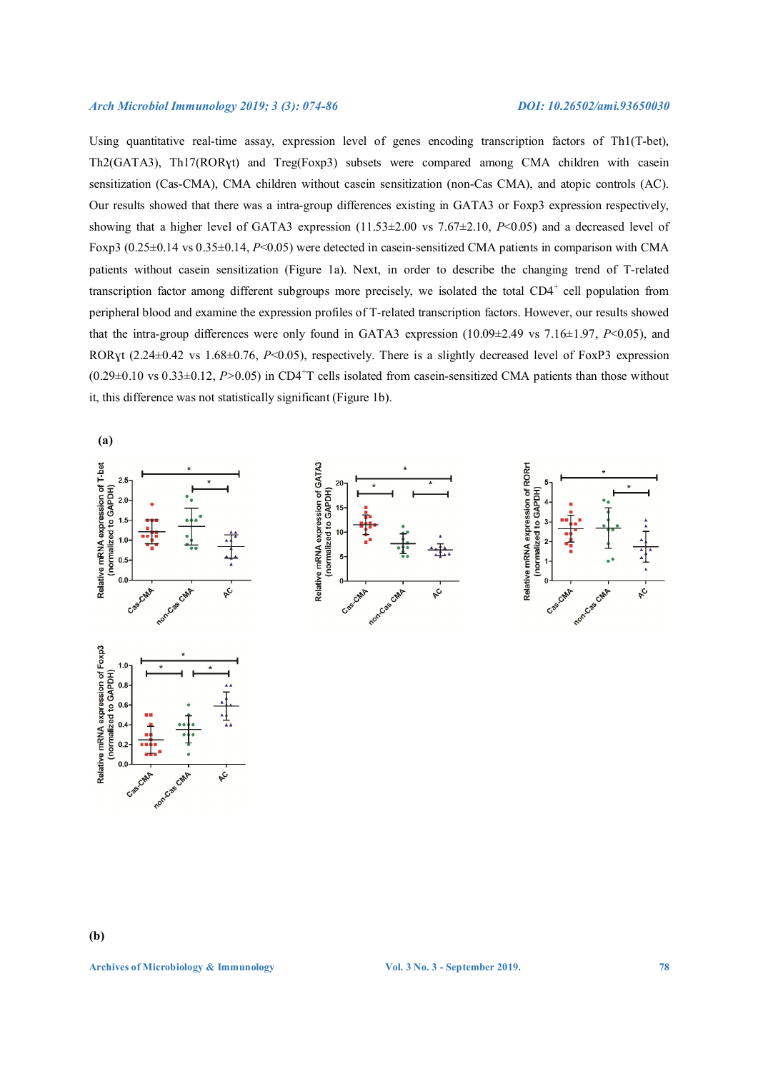Using quantitative real-time assay, expression level of genes encoding transcription factors of Th1(T-bet), Th2(GATA3), Th17(RORγt) and Treg(Foxp3) subsets were compared among CMA children with casein sensitization (Cas-CMA), CMA children without casein sensitization (non-Cas CMA), and atopic controls (AC). Our results showed that there was a intra-group differences existing in GATA3 or Foxp3 expression respectively, showing that a higher level of GATA3 expression (11.53±2.00 vs 7.67±2.10, $P<0.05$) and a decreased level of Foxp3 (0.25±0.14 vs 0.35±0.14, $P<0.05$) were detected in casein-sensitized CMA patients in comparison with CMA patients without casein sensitization (Figure 1a). Next, in order to describe the changing trend of T-related transcription factor among different subgroups more precisely, we isolated the total $CD4^+$ cell population from peripheral blood and examine the expression profiles of T-related transcription factors. However, our results showed that the intra-group differences were only found in GATA3 expression (10.09±2.49 vs 7.16±1.97, $P<0.05$), and RORγt (2.24±0.42 vs 1.68±0.76, $P<0.05$), respectively. There is a slightly decreased level of FoxP3 expression (0.29±0.10 vs 0.33±0.12, $P>0.05$) in $CD4^+$T cells isolated from casein-sensitized CMA patients than those without it, this difference was not statistically significant (Figure 1b).

(a)

(b)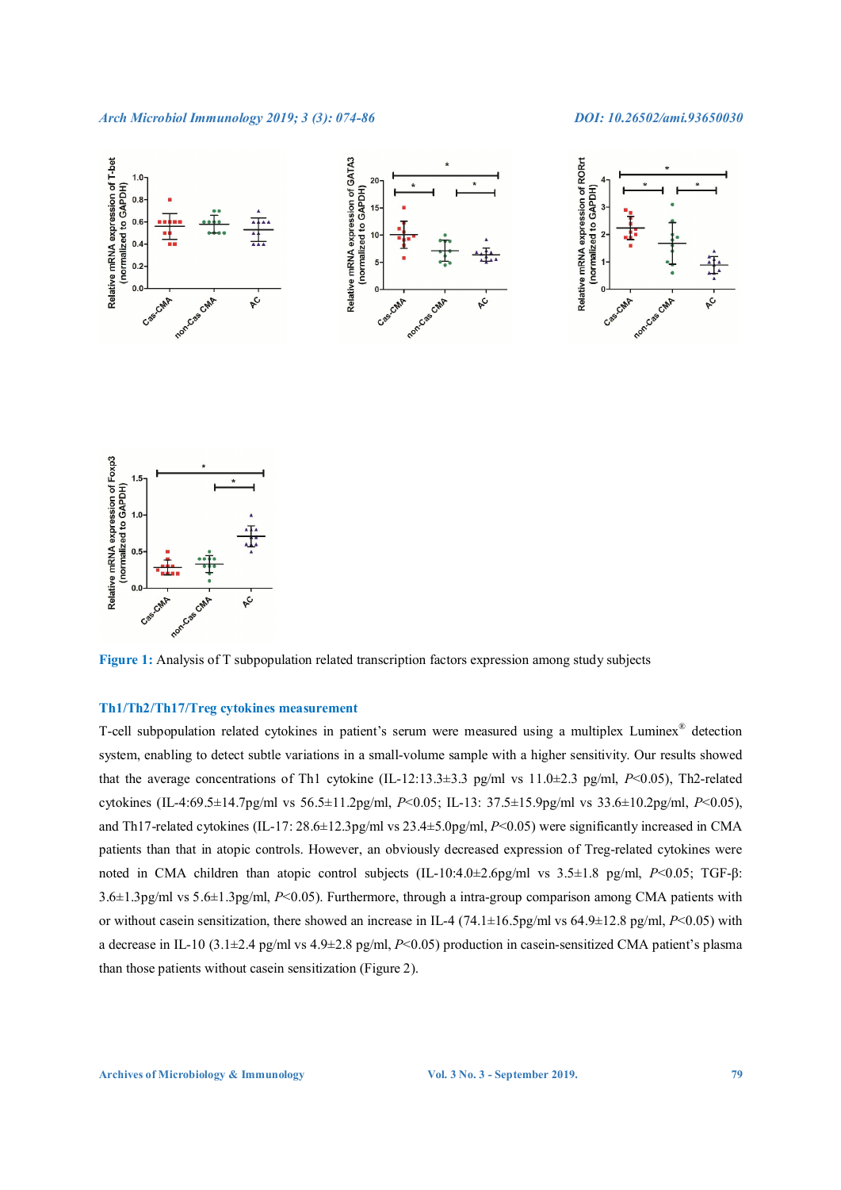Figure 1: Analysis of T subpopulation related transcription factors expression among study subjects

### Th1/Th2/Th17/Treg cytokines measurement

T-cell subpopulation related cytokines in patient's serum were measured using a multiplex Luminex® detection system, enabling to detect subtle variations in a small-volume sample with a higher sensitivity. Our results showed that the average concentrations of Th1 cytokine (IL-12:13.3±3.3 pg/ml vs 11.0±2.3 pg/ml, $P<0.05$), Th2-related cytokines (IL-4:69.5±14.7pg/ml vs 56.5±11.2pg/ml, $P<0.05$; IL-13: 37.5±15.9pg/ml vs 33.6±10.2pg/ml, $P<0.05$), and Th17-related cytokines (IL-17: 28.6±12.3pg/ml vs 23.4±5.0pg/ml, $P<0.05$) were significantly increased in CMA patients than that in atopic controls. However, an obviously decreased expression of Treg-related cytokines were noted in CMA children than atopic control subjects (IL-10:4.0±2.6pg/ml vs 3.5±1.8 pg/ml, $P<0.05$; TGF-β: 3.6±1.3pg/ml vs 5.6±1.3pg/ml, $P<0.05$). Furthermore, through a intra-group comparison among CMA patients with or without casein sensitization, there showed an increase in IL-4 (74.1±16.5pg/ml vs 64.9±12.8 pg/ml, $P<0.05$) with a decrease in IL-10 (3.1±2.4 pg/ml vs 4.9±2.8 pg/ml, $P<0.05$) production in casein-sensitized CMA patient's plasma than those patients without casein sensitization (Figure 2).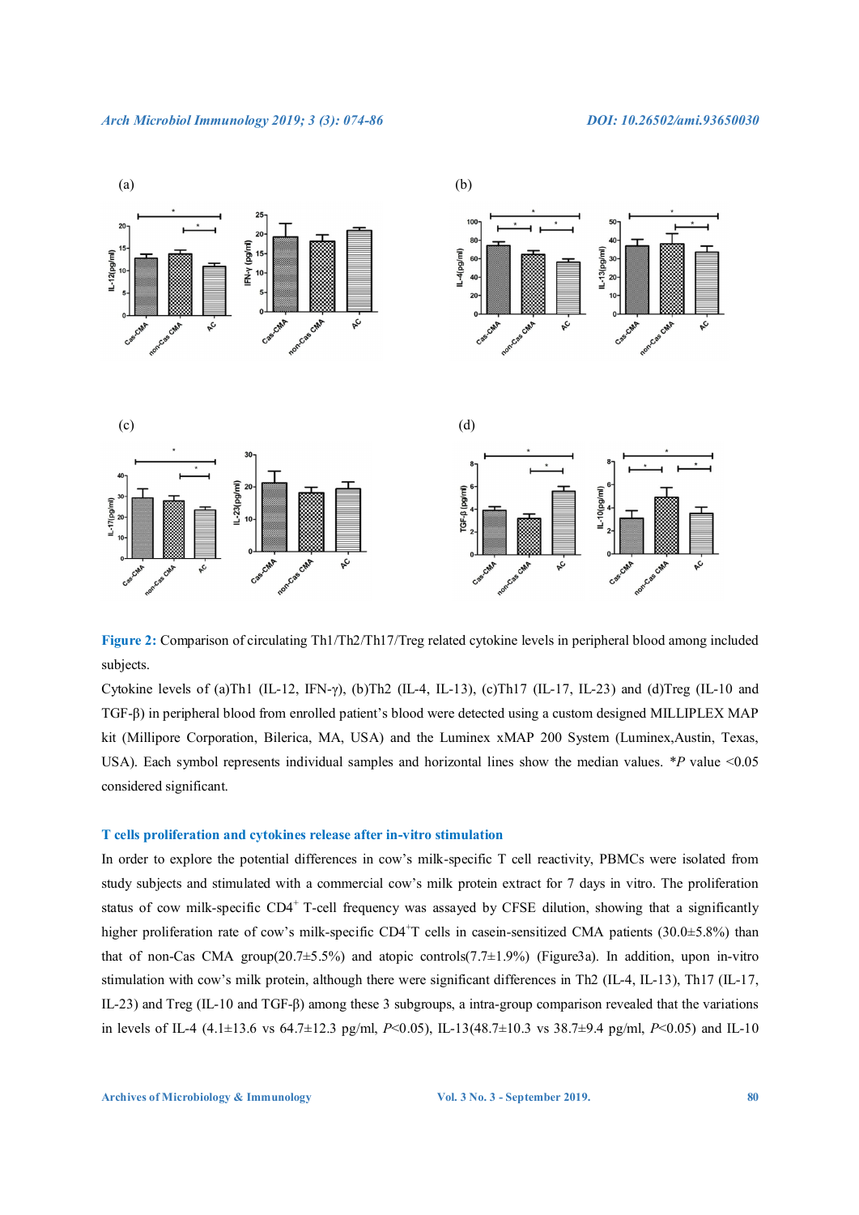**Figure 2:** Comparison of circulating Th1/Th2/Th17/Treg related cytokine levels in peripheral blood among included subjects.

Cytokine levels of (a)Th1 (IL-12, IFN-γ), (b)Th2 (IL-4, IL-13), (c)Th17 (IL-17, IL-23) and (d)Treg (IL-10 and TGF-β) in peripheral blood from enrolled patient's blood were detected using a custom designed MILLIPLEX MAP kit (Millipore Corporation, Bilerica, MA, USA) and the Luminex xMAP 200 System (Luminex,Austin, Texas, USA). Each symbol represents individual samples and horizontal lines show the median values. *$P$ value <0.05 considered significant.

### T cells proliferation and cytokines release after in-vitro stimulation

In order to explore the potential differences in cow's milk-specific T cell reactivity, PBMCs were isolated from study subjects and stimulated with a commercial cow's milk protein extract for 7 days in vitro. The proliferation status of cow milk-specific $CD4^+$ T-cell frequency was assayed by CFSE dilution, showing that a significantly higher proliferation rate of cow's milk-specific $CD4^+$T cells in casein-sensitized CMA patients (30.0±5.8%) than that of non-Cas CMA group(20.7±5.5%) and atopic controls(7.7±1.9%) (Figure3a). In addition, upon in-vitro stimulation with cow's milk protein, although there were significant differences in Th2 (IL-4, IL-13), Th17 (IL-17, IL-23) and Treg (IL-10 and TGF-β) among these 3 subgroups, a intra-group comparison revealed that the variations in levels of IL-4 (4.1±13.6 vs 64.7±12.3 pg/ml, $P$<0.05), IL-13(48.7±10.3 vs 38.7±9.4 pg/ml, $P$<0.05) and IL-10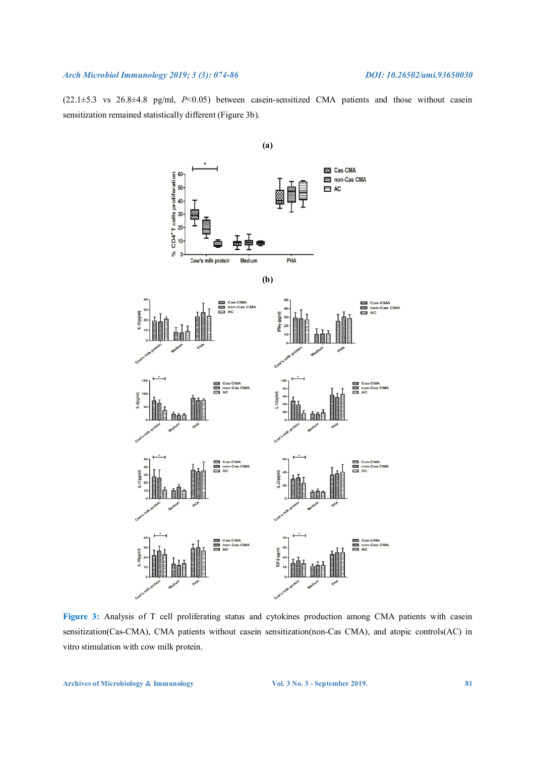(22.1±5.3 vs 26.8±4.8 pg/ml, $P<0.05$) between casein-sensitized CMA patients and those without casein sensitization remained statistically different (Figure 3b).

**(a)**

**(b)**

**Figure 3:** Analysis of T cell proliferating status and cytokines production among CMA patients with casein sensitization(Cas-CMA), CMA patients without casein sensitization(non-Cas CMA), and atopic controls(AC) in vitro stimulation with cow milk protein.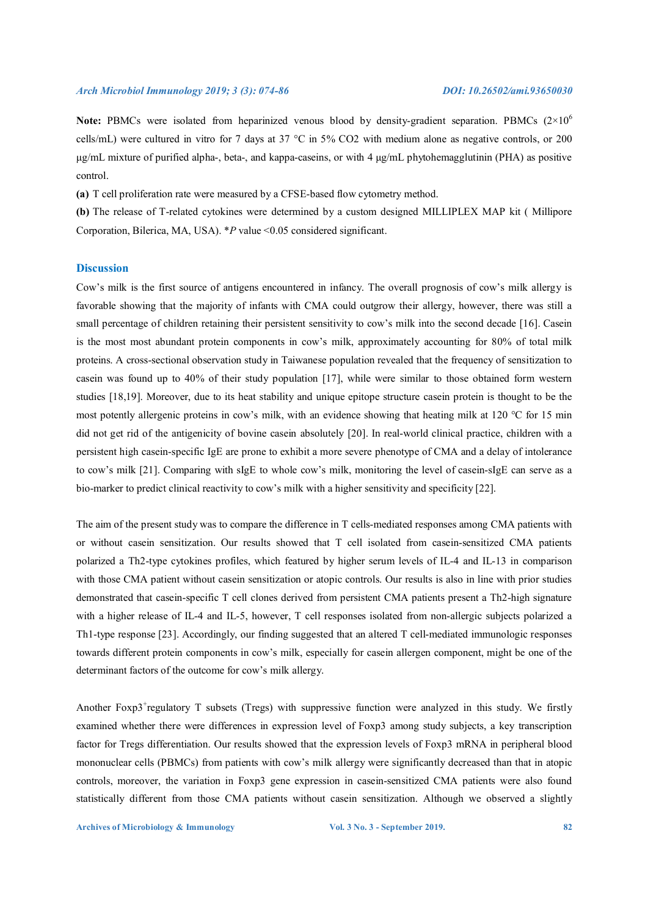**Note:** PBMCs were isolated from heparinized venous blood by density-gradient separation. PBMCs ($2\times10^6$ cells/mL) were cultured in vitro for 7 days at 37 °C in 5% CO2 with medium alone as negative controls, or 200 μg/mL mixture of purified alpha-, beta-, and kappa-caseins, or with 4 μg/mL phytohemagglutinin (PHA) as positive control.

**(a)** T cell proliferation rate were measured by a CFSE-based flow cytometry method.

**(b)** The release of T-related cytokines were determined by a custom designed MILLIPLEX MAP kit ( Millipore Corporation, Bilerica, MA, USA). \**P* value <0.05 considered significant.

## Discussion

Cow's milk is the first source of antigens encountered in infancy. The overall prognosis of cow's milk allergy is favorable showing that the majority of infants with CMA could outgrow their allergy, however, there was still a small percentage of children retaining their persistent sensitivity to cow's milk into the second decade [16]. Casein is the most most abundant protein components in cow's milk, approximately accounting for 80% of total milk proteins. A cross-sectional observation study in Taiwanese population revealed that the frequency of sensitization to casein was found up to 40% of their study population [17], while were similar to those obtained form western studies [18,19]. Moreover, due to its heat stability and unique epitope structure casein protein is thought to be the most potently allergenic proteins in cow's milk, with an evidence showing that heating milk at 120 ℃ for 15 min did not get rid of the antigenicity of bovine casein absolutely [20]. In real-world clinical practice, children with a persistent high casein-specific IgE are prone to exhibit a more severe phenotype of CMA and a delay of intolerance to cow's milk [21]. Comparing with sIgE to whole cow's milk, monitoring the level of casein-sIgE can serve as a bio-marker to predict clinical reactivity to cow's milk with a higher sensitivity and specificity [22].

The aim of the present study was to compare the difference in T cells-mediated responses among CMA patients with or without casein sensitization. Our results showed that T cell isolated from casein-sensitized CMA patients polarized a Th2-type cytokines profiles, which featured by higher serum levels of IL-4 and IL-13 in comparison with those CMA patient without casein sensitization or atopic controls. Our results is also in line with prior studies demonstrated that casein-specific T cell clones derived from persistent CMA patients present a Th2-high signature with a higher release of IL-4 and IL-5, however, T cell responses isolated from non-allergic subjects polarized a Th1-type response [23]. Accordingly, our finding suggested that an altered T cell-mediated immunologic responses towards different protein components in cow's milk, especially for casein allergen component, might be one of the determinant factors of the outcome for cow's milk allergy.

Another Foxp3$^+$regulatory T subsets (Tregs) with suppressive function were analyzed in this study. We firstly examined whether there were differences in expression level of Foxp3 among study subjects, a key transcription factor for Tregs differentiation. Our results showed that the expression levels of Foxp3 mRNA in peripheral blood mononuclear cells (PBMCs) from patients with cow's milk allergy were significantly decreased than that in atopic controls, moreover, the variation in Foxp3 gene expression in casein-sensitized CMA patients were also found statistically different from those CMA patients without casein sensitization. Although we observed a slightly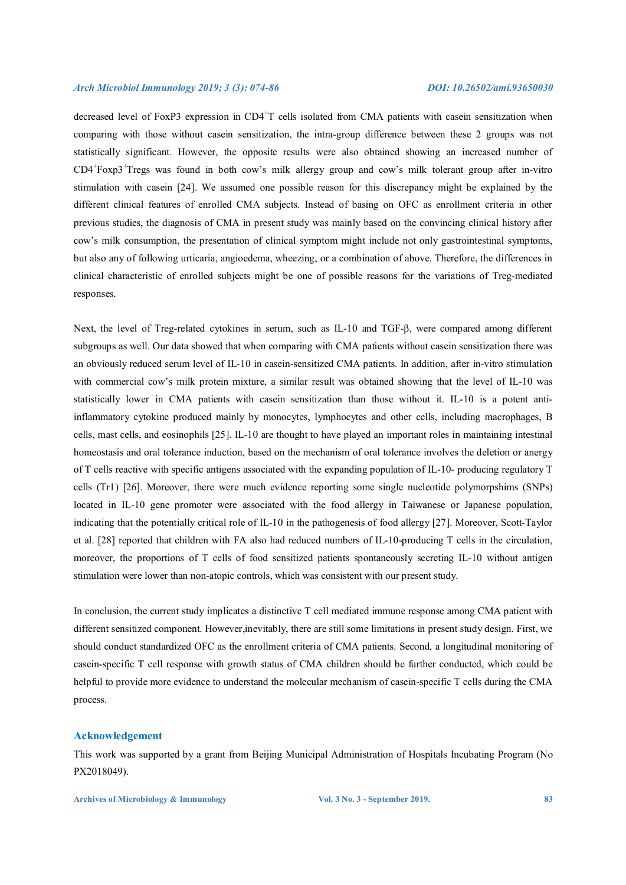decreased level of FoxP3 expression in $CD4^+$T cells isolated from CMA patients with casein sensitization when comparing with those without casein sensitization, the intra-group difference between these 2 groups was not statistically significant. However, the opposite results were also obtained showing an increased number of $CD4^+Foxp3^+$Tregs was found in both cow's milk allergy group and cow's milk tolerant group after in-vitro stimulation with casein [24]. We assumed one possible reason for this discrepancy might be explained by the different clinical features of enrolled CMA subjects. Instead of basing on OFC as enrollment criteria in other previous studies, the diagnosis of CMA in present study was mainly based on the convincing clinical history after cow's milk consumption, the presentation of clinical symptom might include not only gastrointestinal symptoms, but also any of following urticaria, angioedema, wheezing, or a combination of above. Therefore, the differences in clinical characteristic of enrolled subjects might be one of possible reasons for the variations of Treg-mediated responses.

Next, the level of Treg-related cytokines in serum, such as IL-10 and TGF-β, were compared among different subgroups as well. Our data showed that when comparing with CMA patients without casein sensitization there was an obviously reduced serum level of IL-10 in casein-sensitized CMA patients. In addition, after in-vitro stimulation with commercial cow's milk protein mixture, a similar result was obtained showing that the level of IL-10 was statistically lower in CMA patients with casein sensitization than those without it. IL-10 is a potent anti-inflammatory cytokine produced mainly by monocytes, lymphocytes and other cells, including macrophages, B cells, mast cells, and eosinophils [25]. IL-10 are thought to have played an important roles in maintaining intestinal homeostasis and oral tolerance induction, based on the mechanism of oral tolerance involves the deletion or anergy of T cells reactive with specific antigens associated with the expanding population of IL-10- producing regulatory T cells (Tr1) [26]. Moreover, there were much evidence reporting some single nucleotide polymorpshims (SNPs) located in IL-10 gene promoter were associated with the food allergy in Taiwanese or Japanese population, indicating that the potentially critical role of IL-10 in the pathogenesis of food allergy [27]. Moreover, Scott-Taylor et al. [28] reported that children with FA also had reduced numbers of IL-10-producing T cells in the circulation, moreover, the proportions of T cells of food sensitized patients spontaneously secreting IL-10 without antigen stimulation were lower than non-atopic controls, which was consistent with our present study.

In conclusion, the current study implicates a distinctive T cell mediated immune response among CMA patient with different sensitized component. However,inevitably, there are still some limitations in present study design. First, we should conduct standardized OFC as the enrollment criteria of CMA patients. Second, a longitudinal monitoring of casein-specific T cell response with growth status of CMA children should be further conducted, which could be helpful to provide more evidence to understand the molecular mechanism of casein-specific T cells during the CMA process.

## Acknowledgement

This work was supported by a grant from Beijing Municipal Administration of Hospitals Incubating Program (No PX2018049).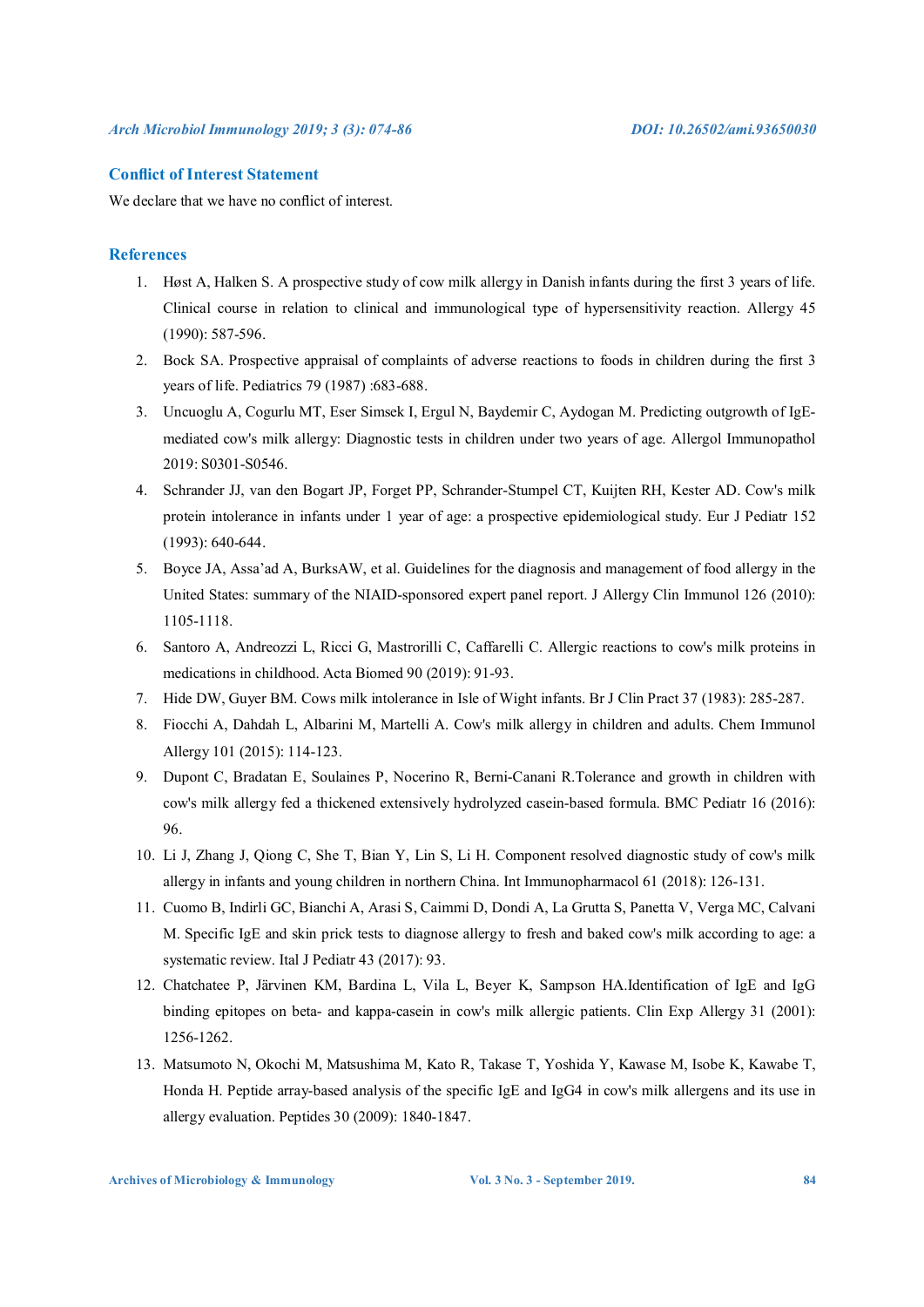## Conflict of Interest Statement

We declare that we have no conflict of interest.

## References

1. Høst A, Halken S. A prospective study of cow milk allergy in Danish infants during the first 3 years of life. Clinical course in relation to clinical and immunological type of hypersensitivity reaction. Allergy 45 (1990): 587-596.
2. Bock SA. Prospective appraisal of complaints of adverse reactions to foods in children during the first 3 years of life. Pediatrics 79 (1987) :683-688.
3. Uncuoglu A, Cogurlu MT, Eser Simsek I, Ergul N, Baydemir C, Aydogan M. Predicting outgrowth of IgE-mediated cow's milk allergy: Diagnostic tests in children under two years of age. Allergol Immunopathol 2019: S0301-S0546.
4. Schrander JJ, van den Bogart JP, Forget PP, Schrander-Stumpel CT, Kuijten RH, Kester AD. Cow's milk protein intolerance in infants under 1 year of age: a prospective epidemiological study. Eur J Pediatr 152 (1993): 640-644.
5. Boyce JA, Assa'ad A, BurksAW, et al. Guidelines for the diagnosis and management of food allergy in the United States: summary of the NIAID-sponsored expert panel report. J Allergy Clin Immunol 126 (2010): 1105-1118.
6. Santoro A, Andreozzi L, Ricci G, Mastrorilli C, Caffarelli C. Allergic reactions to cow's milk proteins in medications in childhood. Acta Biomed 90 (2019): 91-93.
7. Hide DW, Guyer BM. Cows milk intolerance in Isle of Wight infants. Br J Clin Pract 37 (1983): 285-287.
8. Fiocchi A, Dahdah L, Albarini M, Martelli A. Cow's milk allergy in children and adults. Chem Immunol Allergy 101 (2015): 114-123.
9. Dupont C, Bradatan E, Soulaines P, Nocerino R, Berni-Canani R.Tolerance and growth in children with cow's milk allergy fed a thickened extensively hydrolyzed casein-based formula. BMC Pediatr 16 (2016): 96.
10. Li J, Zhang J, Qiong C, She T, Bian Y, Lin S, Li H. Component resolved diagnostic study of cow's milk allergy in infants and young children in northern China. Int Immunopharmacol 61 (2018): 126-131.
11. Cuomo B, Indirli GC, Bianchi A, Arasi S, Caimmi D, Dondi A, La Grutta S, Panetta V, Verga MC, Calvani M. Specific IgE and skin prick tests to diagnose allergy to fresh and baked cow's milk according to age: a systematic review. Ital J Pediatr 43 (2017): 93.
12. Chatchatee P, Järvinen KM, Bardina L, Vila L, Beyer K, Sampson HA.Identification of IgE and IgG binding epitopes on beta- and kappa-casein in cow's milk allergic patients. Clin Exp Allergy 31 (2001): 1256-1262.
13. Matsumoto N, Okochi M, Matsushima M, Kato R, Takase T, Yoshida Y, Kawase M, Isobe K, Kawabe T, Honda H. Peptide array-based analysis of the specific IgE and IgG4 in cow's milk allergens and its use in allergy evaluation. Peptides 30 (2009): 1840-1847.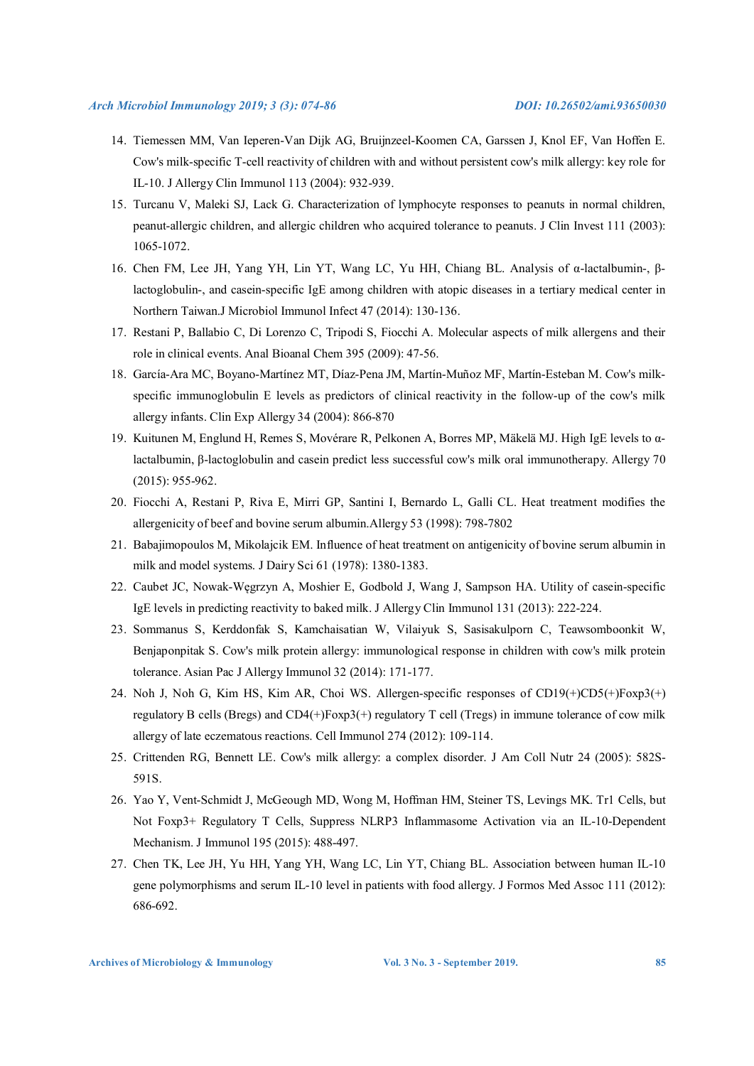14. Tiemessen MM, Van Ieperen-Van Dijk AG, Bruijnzeel-Koomen CA, Garssen J, Knol EF, Van Hoffen E. Cow's milk-specific T-cell reactivity of children with and without persistent cow's milk allergy: key role for IL-10. J Allergy Clin Immunol 113 (2004): 932-939.
15. Turcanu V, Maleki SJ, Lack G. Characterization of lymphocyte responses to peanuts in normal children, peanut-allergic children, and allergic children who acquired tolerance to peanuts. J Clin Invest 111 (2003): 1065-1072.
16. Chen FM, Lee JH, Yang YH, Lin YT, Wang LC, Yu HH, Chiang BL. Analysis of α-lactalbumin-, β-lactoglobulin-, and casein-specific IgE among children with atopic diseases in a tertiary medical center in Northern Taiwan.J Microbiol Immunol Infect 47 (2014): 130-136.
17. Restani P, Ballabio C, Di Lorenzo C, Tripodi S, Fiocchi A. Molecular aspects of milk allergens and their role in clinical events. Anal Bioanal Chem 395 (2009): 47-56.
18. García-Ara MC, Boyano-Martínez MT, Díaz-Pena JM, Martín-Muñoz MF, Martín-Esteban M. Cow's milk-specific immunoglobulin E levels as predictors of clinical reactivity in the follow-up of the cow's milk allergy infants. Clin Exp Allergy 34 (2004): 866-870
19. Kuitunen M, Englund H, Remes S, Movérare R, Pelkonen A, Borres MP, Mäkelä MJ. High IgE levels to α-lactalbumin, β-lactoglobulin and casein predict less successful cow's milk oral immunotherapy. Allergy 70 (2015): 955-962.
20. Fiocchi A, Restani P, Riva E, Mirri GP, Santini I, Bernardo L, Galli CL. Heat treatment modifies the allergenicity of beef and bovine serum albumin.Allergy 53 (1998): 798-7802
21. Babajimopoulos M, Mikolajcik EM. Influence of heat treatment on antigenicity of bovine serum albumin in milk and model systems. J Dairy Sci 61 (1978): 1380-1383.
22. Caubet JC, Nowak-Węgrzyn A, Moshier E, Godbold J, Wang J, Sampson HA. Utility of casein-specific IgE levels in predicting reactivity to baked milk. J Allergy Clin Immunol 131 (2013): 222-224.
23. Sommanus S, Kerddonfak S, Kamchaisatian W, Vilaiyuk S, Sasisakulporn C, Teawsomboonkit W, Benjaponpitak S. Cow's milk protein allergy: immunological response in children with cow's milk protein tolerance. Asian Pac J Allergy Immunol 32 (2014): 171-177.
24. Noh J, Noh G, Kim HS, Kim AR, Choi WS. Allergen-specific responses of CD19(+)CD5(+)Foxp3(+) regulatory B cells (Bregs) and CD4(+)Foxp3(+) regulatory T cell (Tregs) in immune tolerance of cow milk allergy of late eczematous reactions. Cell Immunol 274 (2012): 109-114.
25. Crittenden RG, Bennett LE. Cow's milk allergy: a complex disorder. J Am Coll Nutr 24 (2005): 582S-591S.
26. Yao Y, Vent-Schmidt J, McGeough MD, Wong M, Hoffman HM, Steiner TS, Levings MK. Tr1 Cells, but Not Foxp3+ Regulatory T Cells, Suppress NLRP3 Inflammasome Activation via an IL-10-Dependent Mechanism. J Immunol 195 (2015): 488-497.
27. Chen TK, Lee JH, Yu HH, Yang YH, Wang LC, Lin YT, Chiang BL. Association between human IL-10 gene polymorphisms and serum IL-10 level in patients with food allergy. J Formos Med Assoc 111 (2012): 686-692.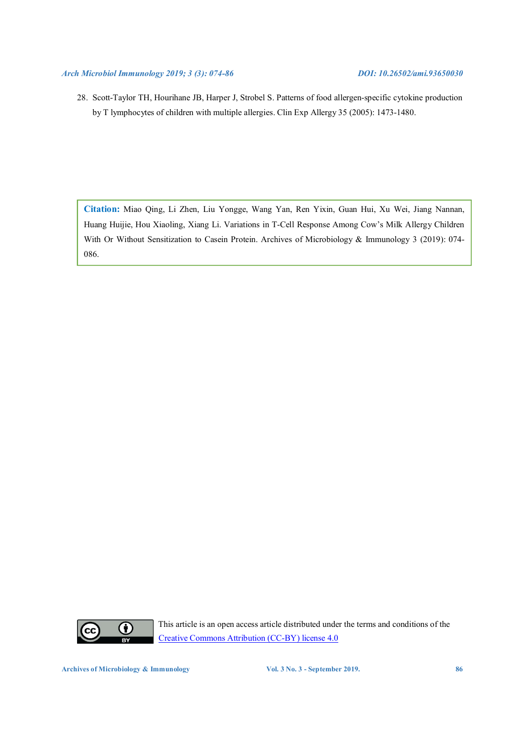28. Scott-Taylor TH, Hourihane JB, Harper J, Strobel S. Patterns of food allergen-specific cytokine production by T lymphocytes of children with multiple allergies. Clin Exp Allergy 35 (2005): 1473-1480.

**Citation:** Miao Qing, Li Zhen, Liu Yongge, Wang Yan, Ren Yixin, Guan Hui, Xu Wei, Jiang Nannan, Huang Huijie, Hou Xiaoling, Xiang Li. Variations in T-Cell Response Among Cow's Milk Allergy Children With Or Without Sensitization to Casein Protein. Archives of Microbiology & Immunology 3 (2019): 074-086.

This article is an open access article distributed under the terms and conditions of the Creative Commons Attribution (CC-BY) license 4.0